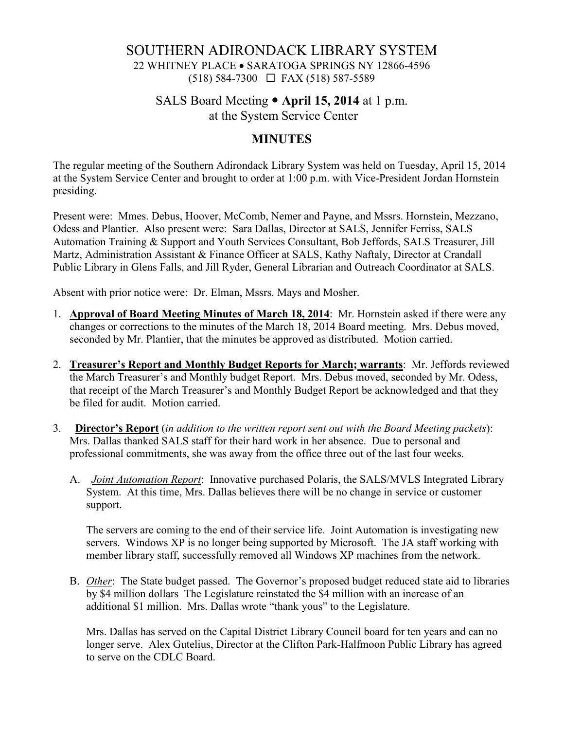# SOUTHERN ADIRONDACK LIBRARY SYSTEM

22 WHITNEY PLACE • SARATOGA SPRINGS NY 12866-4596
(518) 584-7300 ☐ FAX (518) 587-5589

## SALS Board Meeting • **April 15, 2014** at 1 p.m.
at the System Service Center

## MINUTES

The regular meeting of the Southern Adirondack Library System was held on Tuesday, April 15, 2014 at the System Service Center and brought to order at 1:00 p.m. with Vice-President Jordan Hornstein presiding.

Present were: Mmes. Debus, Hoover, McComb, Nemer and Payne, and Mssrs. Hornstein, Mezzano, Odess and Plantier. Also present were: Sara Dallas, Director at SALS, Jennifer Ferriss, SALS Automation Training & Support and Youth Services Consultant, Bob Jeffords, SALS Treasurer, Jill Martz, Administration Assistant & Finance Officer at SALS, Kathy Naftaly, Director at Crandall Public Library in Glens Falls, and Jill Ryder, General Librarian and Outreach Coordinator at SALS.

Absent with prior notice were: Dr. Elman, Mssrs. Mays and Mosher.

1. **Approval of Board Meeting Minutes of March 18, 2014**: Mr. Hornstein asked if there were any changes or corrections to the minutes of the March 18, 2014 Board meeting. Mrs. Debus moved, seconded by Mr. Plantier, that the minutes be approved as distributed. Motion carried.

2. **Treasurer's Report and Monthly Budget Reports for March; warrants**: Mr. Jeffords reviewed the March Treasurer's and Monthly budget Report. Mrs. Debus moved, seconded by Mr. Odess, that receipt of the March Treasurer's and Monthly Budget Report be acknowledged and that they be filed for audit. Motion carried.

3. **Director's Report** (*in addition to the written report sent out with the Board Meeting packets*): Mrs. Dallas thanked SALS staff for their hard work in her absence. Due to personal and professional commitments, she was away from the office three out of the last four weeks.

   A. *Joint Automation Report*: Innovative purchased Polaris, the SALS/MVLS Integrated Library System. At this time, Mrs. Dallas believes there will be no change in service or customer support.

      The servers are coming to the end of their service life. Joint Automation is investigating new servers. Windows XP is no longer being supported by Microsoft. The JA staff working with member library staff, successfully removed all Windows XP machines from the network.

   B. *Other*: The State budget passed. The Governor's proposed budget reduced state aid to libraries by $4 million dollars The Legislature reinstated the $4 million with an increase of an additional $1 million. Mrs. Dallas wrote "thank yous" to the Legislature.

      Mrs. Dallas has served on the Capital District Library Council board for ten years and can no longer serve. Alex Gutelius, Director at the Clifton Park-Halfmoon Public Library has agreed to serve on the CDLC Board.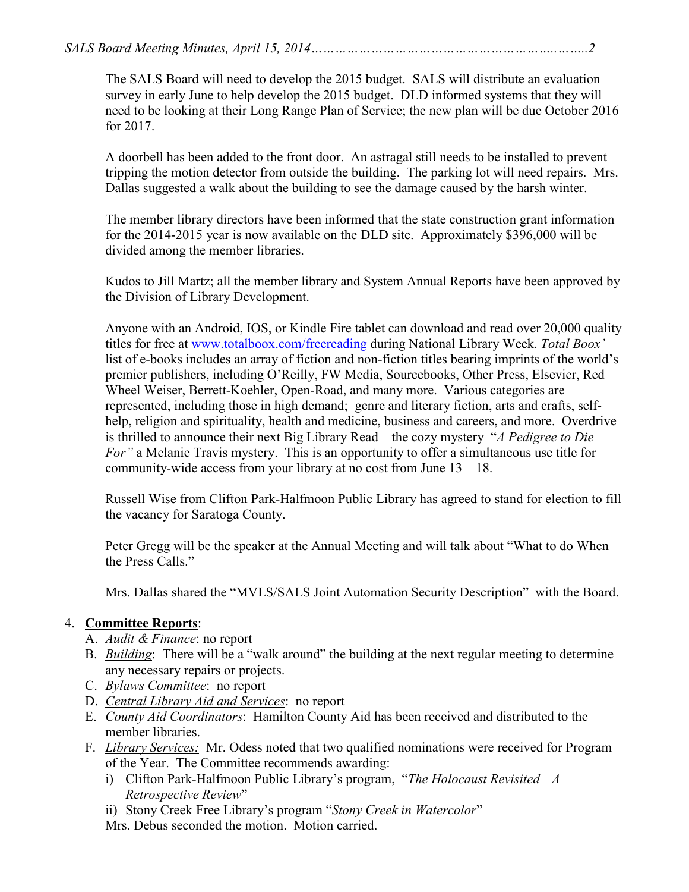The SALS Board will need to develop the 2015 budget. SALS will distribute an evaluation survey in early June to help develop the 2015 budget. DLD informed systems that they will need to be looking at their Long Range Plan of Service; the new plan will be due October 2016 for 2017.

A doorbell has been added to the front door. An astragal still needs to be installed to prevent tripping the motion detector from outside the building. The parking lot will need repairs. Mrs. Dallas suggested a walk about the building to see the damage caused by the harsh winter.

The member library directors have been informed that the state construction grant information for the 2014-2015 year is now available on the DLD site. Approximately $396,000 will be divided among the member libraries.

Kudos to Jill Martz; all the member library and System Annual Reports have been approved by the Division of Library Development.

Anyone with an Android, IOS, or Kindle Fire tablet can download and read over 20,000 quality titles for free at [www.totalboox.com/freereading](http://www.totalboox.com/freereading) during National Library Week. *Total Boox'* list of e-books includes an array of fiction and non-fiction titles bearing imprints of the world's premier publishers, including O'Reilly, FW Media, Sourcebooks, Other Press, Elsevier, Red Wheel Weiser, Berrett-Koehler, Open-Road, and many more. Various categories are represented, including those in high demand; genre and literary fiction, arts and crafts, self-help, religion and spirituality, health and medicine, business and careers, and more. Overdrive is thrilled to announce their next Big Library Read—the cozy mystery "*A Pedigree to Die For"* a Melanie Travis mystery. This is an opportunity to offer a simultaneous use title for community-wide access from your library at no cost from June 13—18.

Russell Wise from Clifton Park-Halfmoon Public Library has agreed to stand for election to fill the vacancy for Saratoga County.

Peter Gregg will be the speaker at the Annual Meeting and will talk about "What to do When the Press Calls."

Mrs. Dallas shared the "MVLS/SALS Joint Automation Security Description" with the Board.

4. **Committee Reports**:
   A. *Audit & Finance*: no report
   B. *Building*: There will be a "walk around" the building at the next regular meeting to determine any necessary repairs or projects.
   C. *Bylaws Committee*: no report
   D. *Central Library Aid and Services*: no report
   E. *County Aid Coordinators*: Hamilton County Aid has been received and distributed to the member libraries.
   F. *Library Services:* Mr. Odess noted that two qualified nominations were received for Program of the Year. The Committee recommends awarding:
      i) Clifton Park-Halfmoon Public Library's program, "*The Holocaust Revisited—A Retrospective Review*"
      ii) Stony Creek Free Library's program "*Stony Creek in Watercolor*"

      Mrs. Debus seconded the motion. Motion carried.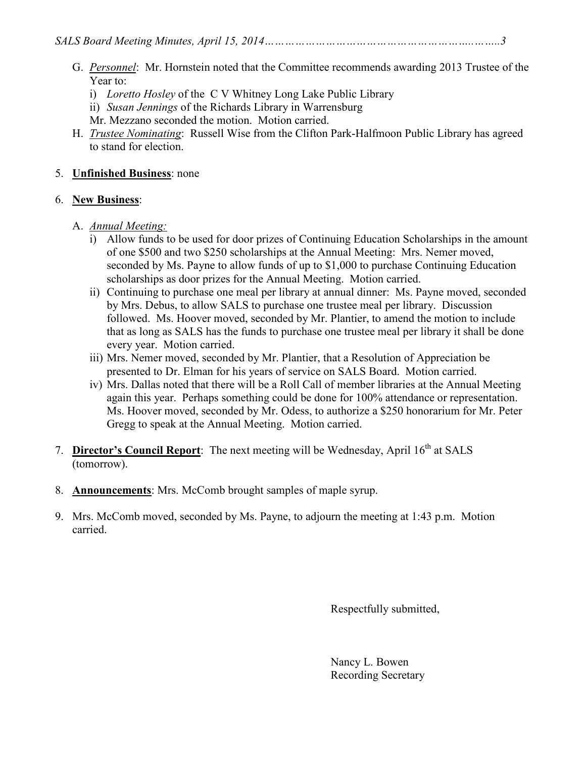G. *Personnel*: Mr. Hornstein noted that the Committee recommends awarding 2013 Trustee of the Year to:
   i) *Loretto Hosley* of the C V Whitney Long Lake Public Library
   ii) *Susan Jennings* of the Richards Library in Warrensburg
   Mr. Mezzano seconded the motion. Motion carried.

H. *Trustee Nominating*: Russell Wise from the Clifton Park-Halfmoon Public Library has agreed to stand for election.

5. **Unfinished Business**: none

6. **New Business**:

   A. *Annual Meeting:*
      i) Allow funds to be used for door prizes of Continuing Education Scholarships in the amount of one $500 and two $250 scholarships at the Annual Meeting: Mrs. Nemer moved, seconded by Ms. Payne to allow funds of up to $1,000 to purchase Continuing Education scholarships as door prizes for the Annual Meeting. Motion carried.
      ii) Continuing to purchase one meal per library at annual dinner: Ms. Payne moved, seconded by Mrs. Debus, to allow SALS to purchase one trustee meal per library. Discussion followed. Ms. Hoover moved, seconded by Mr. Plantier, to amend the motion to include that as long as SALS has the funds to purchase one trustee meal per library it shall be done every year. Motion carried.
      iii) Mrs. Nemer moved, seconded by Mr. Plantier, that a Resolution of Appreciation be presented to Dr. Elman for his years of service on SALS Board. Motion carried.
      iv) Mrs. Dallas noted that there will be a Roll Call of member libraries at the Annual Meeting again this year. Perhaps something could be done for 100% attendance or representation. Ms. Hoover moved, seconded by Mr. Odess, to authorize a $250 honorarium for Mr. Peter Gregg to speak at the Annual Meeting. Motion carried.

7. **Director's Council Report**: The next meeting will be Wednesday, April 16th at SALS (tomorrow).

8. **Announcements**: Mrs. McComb brought samples of maple syrup.

9. Mrs. McComb moved, seconded by Ms. Payne, to adjourn the meeting at 1:43 p.m. Motion carried.

Respectfully submitted,

Nancy L. Bowen
Recording Secretary